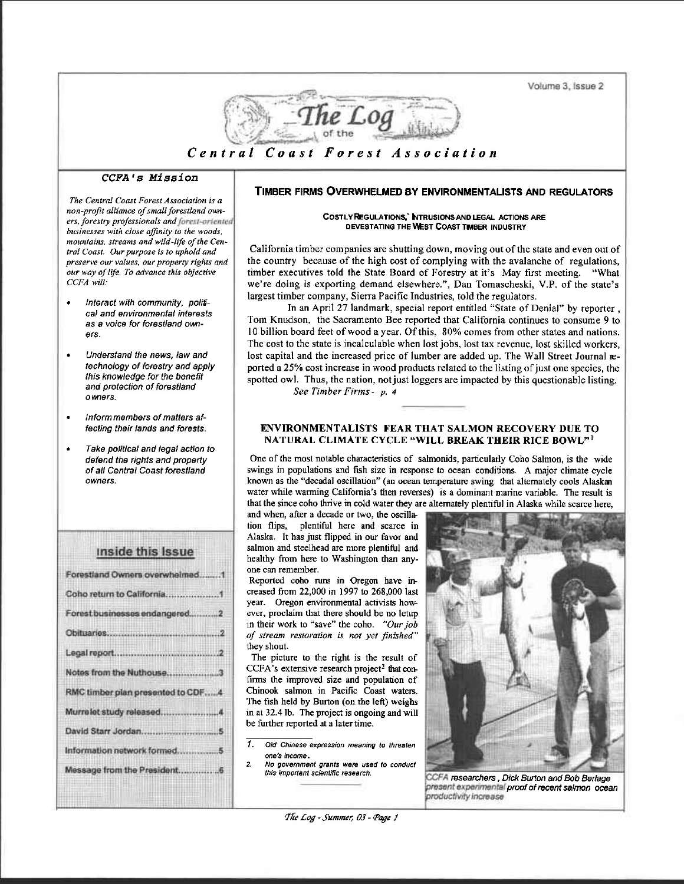# The Log of the Central Coast Forest Association

## CCFA's Mission

*The Central Coast Forest Association is a non-profit alliance of small forestland owners, forestry professionals and forest-oriented businesses with close affinity to the woods, mountains, streams and wild-life of the Central Coast. Our purpose is to uphold and preserve our values, our property rights and our way of life. To advance this objective CCFA will:*

- *Interact with community, political and environmental interests as a voice for forestland owners.*
- *Understand the news, law and technology of forestry and apply this knowledge for the benefit and protection of forestland owners.*
- *Inform members of matters affecting their lands and forests.*
- *Take political and legal action to defend the rights and property of all Central Coast forestland owners.*

## Inside this Issue

| | |
|---|---|
| Forestland Owners overwhelmed | 1 |
| Coho return to California | 1 |
| Forest businesses endangered | 2 |
| Obituaries | 2 |
| Legal report | 2 |
| Notes from the Nuthouse | 3 |
| RMC timber plan presented to CDF | 4 |
| Murrelet study released | 4 |
| David Starr Jordan | 5 |
| Information network formed | 5 |
| Message from the President | 6 |

## TIMBER FIRMS OVERWHELMED BY ENVIRONMENTALISTS AND REGULATORS

### COSTLY REGULATIONS, INTRUSIONS AND LEGAL ACTIONS ARE DEVESTATING THE WEST COAST TIMBER INDUSTRY

California timber companies are shutting down, moving out of the state and even out of the country because of the high cost of complying with the avalanche of regulations, timber executives told the State Board of Forestry at it's May first meeting. "What we're doing is exporting demand elsewhere.", Dan Tomascheski, V.P. of the state's largest timber company, Sierra Pacific Industries, told the regulators.

In an April 27 landmark, special report entitled "State of Denial" by reporter , Tom Knudson, the Sacramento Bee reported that California continues to consume 9 to 10 billion board feet of wood a year. Of this, 80% comes from other states and nations. The cost to the state is incalculable when lost jobs, lost tax revenue, lost skilled workers, lost capital and the increased price of lumber are added up. The Wall Street Journal reported a 25% cost increase in wood products related to the listing of just one species, the spotted owl. Thus, the nation, not just loggers are impacted by this questionable listing.

*See Timber Firms - p. 4*

## ENVIRONMENTALISTS FEAR THAT SALMON RECOVERY DUE TO NATURAL CLIMATE CYCLE "WILL BREAK THEIR RICE BOWL"[1]

One of the most notable characteristics of salmonids, particularly Coho Salmon, is the wide swings in populations and fish size in response to ocean conditions. A major climate cycle known as the "decadal oscillation" (an ocean temperature swing that alternately cools Alaskan water while warming California's then reverses) is a dominant marine variable. The result is that the since coho thrive in cold water they are alternately plentiful in Alaska while scarce here, and when, after a decade or two, the oscillation flips, plentiful here and scarce in Alaska. It has just flipped in our favor and salmon and steelhead are more plentiful and healthy from here to Washington than anyone can remember.

Reported coho runs in Oregon have increased from 22,000 in 1997 to 268,000 last year. Oregon environmental activists however, proclaim that there should be no letup in their work to "save" the coho. *"Our job of stream restoration is not yet finished"* they shout.

The picture to the right is the result of CCFA's extensive research project[2] that confirms the improved size and population of Chinook salmon in Pacific Coast waters. The fish held by Burton (on the left) weighs in at 32.4 lb. The project is ongoing and will be further reported at a later time.

*CCFA researchers, Dick Burton and Bob Berlage present experimental proof of recent salmon ocean productivity increase*

1. *Old Chinese expression meaning to threaten one's income.*
2. *No government grants were used to conduct this important scientific research.*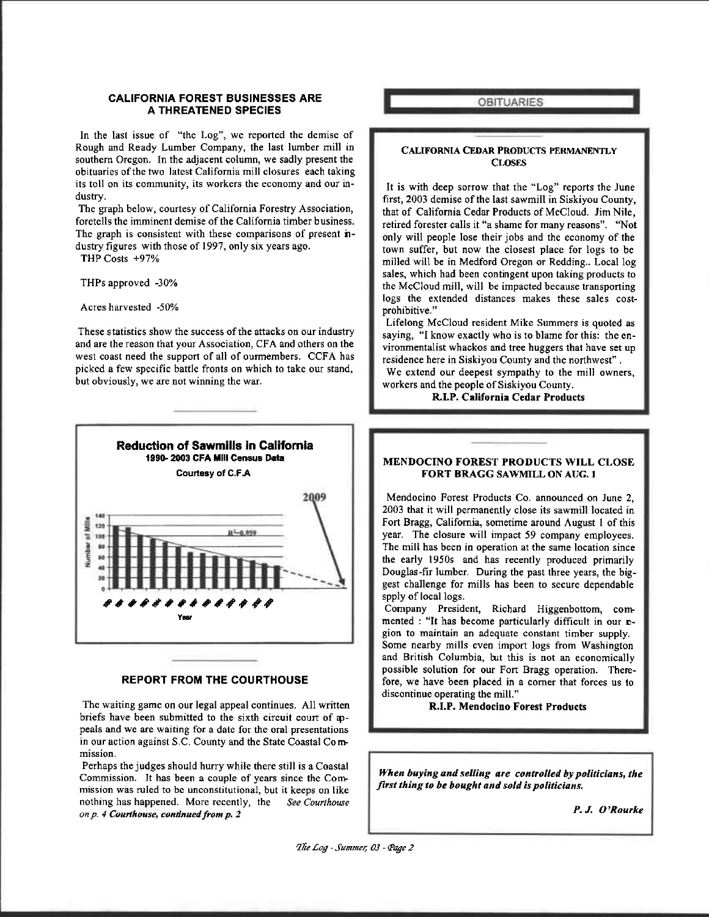## CALIFORNIA FOREST BUSINESSES ARE A THREATENED SPECIES

In the last issue of "the Log", we reported the demise of Rough and Ready Lumber Company, the last lumber mill in southern Oregon. In the adjacent column, we sadly present the obituaries of the two latest California mill closures each taking its toll on its community, its workers the economy and our industry.

The graph below, courtesy of California Forestry Association, foretells the imminent demise of the California timber business. The graph is consistent with these comparisons of present industry figures with those of 1997, only six years ago.

THP Costs +97%

THPs approved -30%

Acres harvested -50%

These statistics show the success of the attacks on our industry and are the reason that your Association, CFA and others on the west coast need the support of all of ourmembers. CCFA has picked a few specific battle fronts on which to take our stand, but obviously, we are not winning the war.

**Reduction of Sawmills in California**
**1990- 2003 CFA Mill Census Data**
Courtesy of C.F.A

2009

$R^2=0.959$

Number of Mills

Year

## REPORT FROM THE COURTHOUSE

The waiting game on our legal appeal continues. All written briefs have been submitted to the sixth circuit court of appeals and we are waiting for a date for the oral presentations in our action against S.C. County and the State Coastal Commission.

Perhaps the judges should hurry while there still is a Coastal Commission. It has been a couple of years since the Commission was ruled to be unconstitutional, but it keeps on like nothing has happened. More recently, the *See Courthouse on p. 4 Courthouse, continued from p. 2*

## OBITUARIES

### CALIFORNIA CEDAR PRODUCTS PERMANENTLY CLOSES

It is with deep sorrow that the "Log" reports the June first, 2003 demise of the last sawmill in Siskiyou County, that of California Cedar Products of McCloud. Jim Nile, retired forester calls it "a shame for many reasons". "Not only will people lose their jobs and the economy of the town suffer, but now the closest place for logs to be milled will be in Medford Oregon or Redding.. Local log sales, which had been contingent upon taking products to the McCloud mill, will be impacted because transporting logs the extended distances makes these sales cost-prohibitive."

Lifelong McCloud resident Mike Summers is quoted as saying, "I know exactly who is to blame for this: the environmentalist whackos and tree huggers that have set up residence here in Siskiyou County and the northwest".

We extend our deepest sympathy to the mill owners, workers and the people of Siskiyou County.

**R.I.P. California Cedar Products**

### MENDOCINO FOREST PRODUCTS WILL CLOSE FORT BRAGG SAWMILL ON AUG. 1

Mendocino Forest Products Co. announced on June 2, 2003 that it will permanently close its sawmill located in Fort Bragg, California, sometime around August 1 of this year. The closure will impact 59 company employees. The mill has been in operation at the same location since the early 1950s and has recently produced primarily Douglas-fir lumber. During the past three years, the biggest challenge for mills has been to secure dependable spply of local logs.

Company President, Richard Higgenbottom, commented : "It has become particularly difficult in our region to maintain an adequate constant timber supply. Some nearby mills even import logs from Washington and British Columbia, but this is not an economically possible solution for our Fort Bragg operation. Therefore, we have been placed in a corner that forces us to discontinue operating the mill."

**R.I.P. Mendocino Forest Products**

***When buying and selling are controlled by politicians, the first thing to be bought and sold is politicians.***

***P. J. O'Rourke***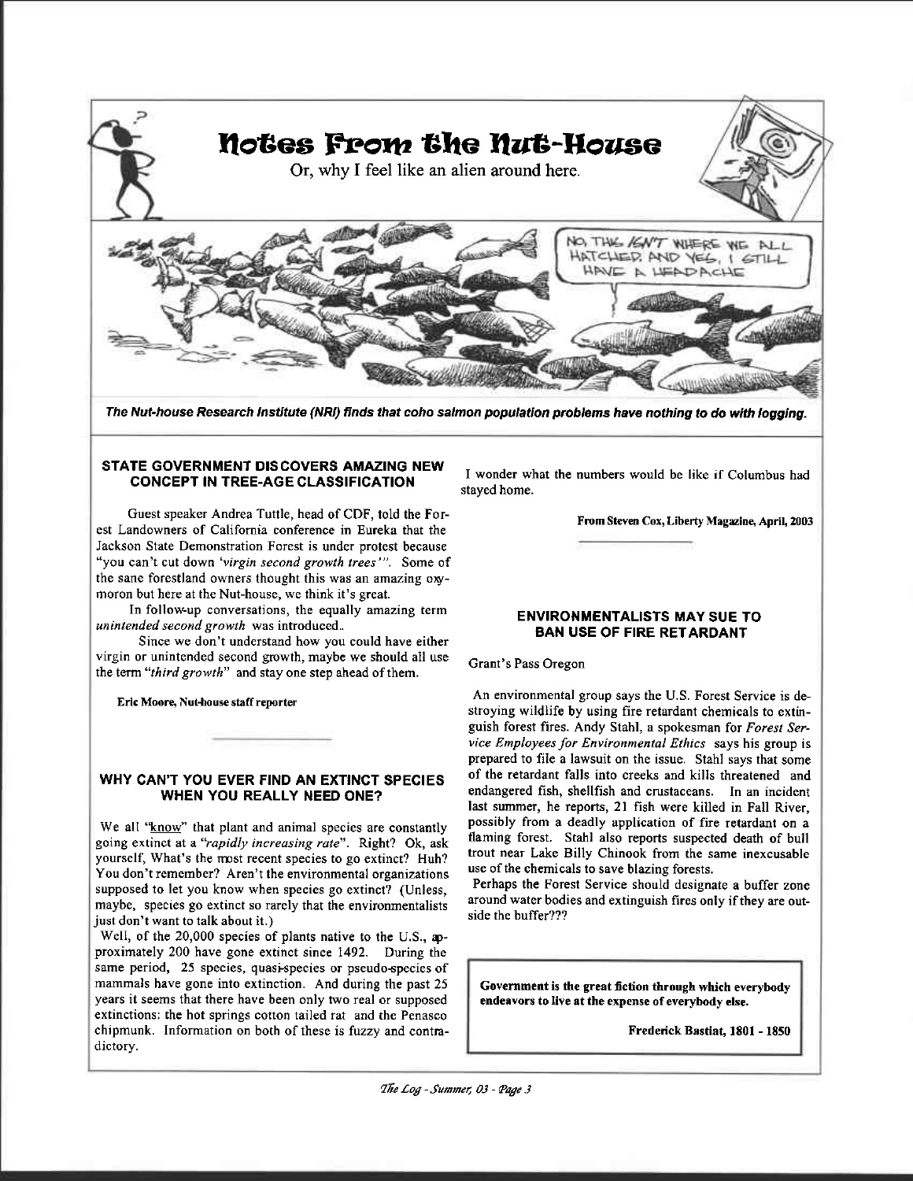# Notes From the Nut-House

Or, why I feel like an alien around here.

*The Nut-house Research Institute (NRI) finds that coho salmon population problems have nothing to do with logging.*

## STATE GOVERNMENT DISCOVERS AMAZING NEW CONCEPT IN TREE-AGE CLASSIFICATION

Guest speaker Andrea Tuttle, head of CDF, told the Forest Landowners of California conference in Eureka that the Jackson State Demonstration Forest is under protest because "you can't cut down *'virgin second growth trees'*". Some of the sane forestland owners thought this was an amazing oxymoron but here at the Nut-house, we think it's great.

In follow-up conversations, the equally amazing term *unintended second growth* was introduced.

Since we don't understand how you could have either virgin or unintended second growth, maybe we should all use the term "*third growth*" and stay one step ahead of them.

**Eric Moore, Nut-house staff reporter**

## WHY CAN'T YOU EVER FIND AN EXTINCT SPECIES WHEN YOU REALLY NEED ONE?

We all "know" that plant and animal species are constantly going extinct at a "*rapidly increasing rate*". Right? Ok, ask yourself, What's the most recent species to go extinct? Huh? You don't remember? Aren't the environmental organizations supposed to let you know when species go extinct? (Unless, maybe, species go extinct so rarely that the environmentalists just don't want to talk about it.)

Well, of the 20,000 species of plants native to the U.S., approximately 200 have gone extinct since 1492. During the same period, 25 species, quasi-species or pseudo-species of mammals have gone into extinction. And during the past 25 years it seems that there have been only two real or supposed extinctions: the hot springs cotton tailed rat and the Penasco chipmunk. Information on both of these is fuzzy and contradictory.

I wonder what the numbers would be like if Columbus had stayed home.

**From Steven Cox, Liberty Magazine, April, 2003**

## ENVIRONMENTALISTS MAY SUE TO BAN USE OF FIRE RETARDANT

Grant's Pass Oregon

An environmental group says the U.S. Forest Service is destroying wildlife by using fire retardant chemicals to extinguish forest fires. Andy Stahl, a spokesman for *Forest Service Employees for Environmental Ethics* says his group is prepared to file a lawsuit on the issue. Stahl says that some of the retardant falls into creeks and kills threatened and endangered fish, shellfish and crustaceans. In an incident last summer, he reports, 21 fish were killed in Fall River, possibly from a deadly application of fire retardant on a flaming forest. Stahl also reports suspected death of bull trout near Lake Billy Chinook from the same inexcusable use of the chemicals to save blazing forests.

Perhaps the Forest Service should designate a buffer zone around water bodies and extinguish fires only if they are outside the buffer???

**Government is the great fiction through which everybody endeavors to live at the expense of everybody else.**

**Frederick Bastiat, 1801 - 1850**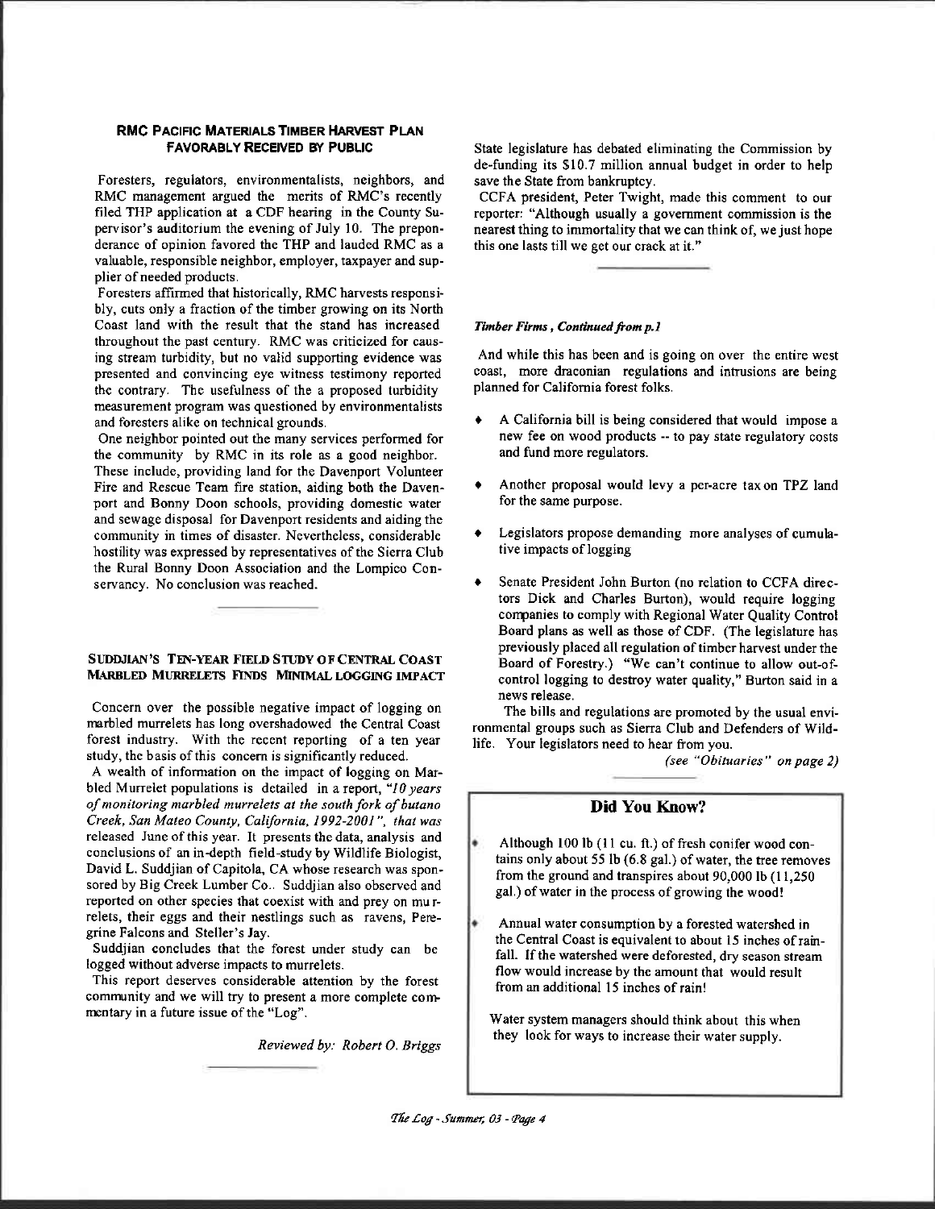### RMC PACIFIC MATERIALS TIMBER HARVEST PLAN FAVORABLY RECEIVED BY PUBLIC

Foresters, regulators, environmentalists, neighbors, and RMC management argued the merits of RMC's recently filed THP application at a CDF hearing in the County Supervisor's auditorium the evening of July 10. The preponderance of opinion favored the THP and lauded RMC as a valuable, responsible neighbor, employer, taxpayer and supplier of needed products.

Foresters affirmed that historically, RMC harvests responsibly, cuts only a fraction of the timber growing on its North Coast land with the result that the stand has increased throughout the past century. RMC was criticized for causing stream turbidity, but no valid supporting evidence was presented and convincing eye witness testimony reported the contrary. The usefulness of the a proposed turbidity measurement program was questioned by environmentalists and foresters alike on technical grounds.

One neighbor pointed out the many services performed for the community by RMC in its role as a good neighbor. These include, providing land for the Davenport Volunteer Fire and Rescue Team fire station, aiding both the Davenport and Bonny Doon schools, providing domestic water and sewage disposal for Davenport residents and aiding the community in times of disaster. Nevertheless, considerable hostility was expressed by representatives of the Sierra Club the Rural Bonny Doon Association and the Lompico Conservancy. No conclusion was reached.

### SUDDJIAN'S TEN-YEAR FIELD STUDY OF CENTRAL COAST MARBLED MURRELETS FINDS MINIMAL LOGGING IMPACT

Concern over the possible negative impact of logging on marbled murrelets has long overshadowed the Central Coast forest industry. With the recent reporting of a ten year study, the basis of this concern is significantly reduced.

A wealth of information on the impact of logging on Marbled Murrelet populations is detailed in a report, *"10 years of monitoring marbled murrelets at the south fork of butano Creek, San Mateo County, California, 1992-2001", that was* released June of this year. It presents the data, analysis and conclusions of an in-depth field-study by Wildlife Biologist, David L. Suddjian of Capitola, CA whose research was sponsored by Big Creek Lumber Co.. Suddjian also observed and reported on other species that coexist with and prey on murrelets, their eggs and their nestlings such as ravens, Peregrine Falcons and Steller's Jay.

Suddjian concludes that the forest under study can be logged without adverse impacts to murrelets.

This report deserves considerable attention by the forest community and we will try to present a more complete commentary in a future issue of the "Log".

*Reviewed by: Robert O. Briggs*

State legislature has debated eliminating the Commission by de-funding its $10.7 million annual budget in order to help save the State from bankruptcy.

CCFA president, Peter Twight, made this comment to our reporter: "Although usually a government commission is the nearest thing to immortality that we can think of, we just hope this one lasts till we get our crack at it."

***Timber Firms , Continued from p.1***

And while this has been and is going on over the entire west coast, more draconian regulations and intrusions are being planned for California forest folks.

- A California bill is being considered that would impose a new fee on wood products -- to pay state regulatory costs and fund more regulators.
- Another proposal would levy a per-acre tax on TPZ land for the same purpose.
- Legislators propose demanding more analyses of cumulative impacts of logging
- Senate President John Burton (no relation to CCFA directors Dick and Charles Burton), would require logging companies to comply with Regional Water Quality Control Board plans as well as those of CDF. (The legislature has previously placed all regulation of timber harvest under the Board of Forestry.) "We can't continue to allow out-of-control logging to destroy water quality," Burton said in a news release.

The bills and regulations are promoted by the usual environmental groups such as Sierra Club and Defenders of Wildlife. Your legislators need to hear from you.

*(see "Obituaries" on page 2)*

### Did You Know?

- Although 100 lb (11 cu. ft.) of fresh conifer wood contains only about 55 lb (6.8 gal.) of water, the tree removes from the ground and transpires about 90,000 lb (11,250 gal.) of water in the process of growing the wood!
- Annual water consumption by a forested watershed in the Central Coast is equivalent to about 15 inches of rainfall. If the watershed were deforested, dry season stream flow would increase by the amount that would result from an additional 15 inches of rain!

Water system managers should think about this when they look for ways to increase their water supply.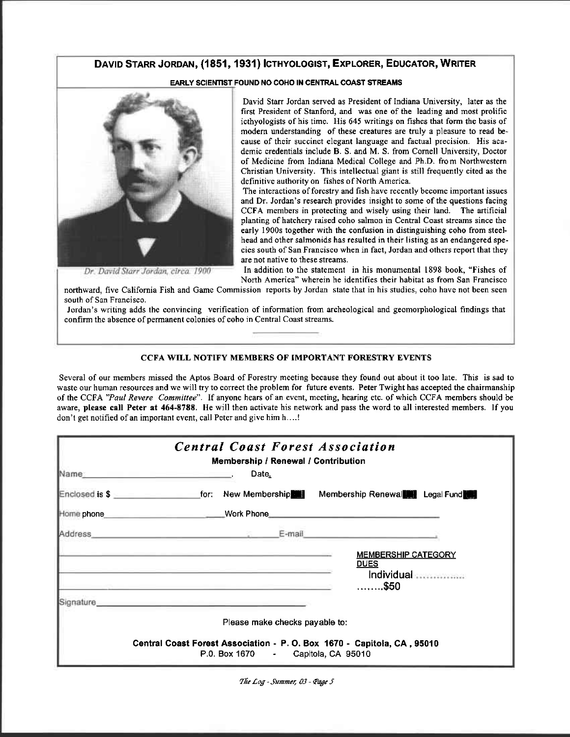## DAVID STARR JORDAN, (1851, 1931) ICTHYOLOGIST, EXPLORER, EDUCATOR, WRITER

### EARLY SCIENTIST FOUND NO COHO IN CENTRAL COAST STREAMS

*Dr. David Starr Jordan, circa 1900*

David Starr Jordan served as President of Indiana University, later as the first President of Stanford, and was one of the leading and most prolific icthyologists of his time. His 645 writings on fishes that form the basis of modern understanding of these creatures are truly a pleasure to read because of their succinct elegant language and factual precision. His academic credentials include B. S. and M. S. from Cornell University, Doctor of Medicine from Indiana Medical College and Ph.D. from Northwestern Christian University. This intellectual giant is still frequently cited as the definitive authority on fishes of North America.

The interactions of forestry and fish have recently become important issues and Dr. Jordan's research provides insight to some of the questions facing CCFA members in protecting and wisely using their land. The artificial planting of hatchery raised coho salmon in Central Coast streams since the early 1900s together with the confusion in distinguishing coho from steelhead and other salmonids has resulted in their listing as an endangered species south of San Francisco when in fact, Jordan and others report that they are not native to these streams.

In addition to the statement in his monumental 1898 book, "Fishes of North America" wherein he identifies their habitat as from San Francisco northward, five California Fish and Game Commission reports by Jordan state that in his studies, coho have not been seen south of San Francisco.

Jordan's writing adds the convincing verification of information from archeological and geomorphological findings that confirm the absence of permanent colonies of coho in Central Coast streams.

---

### CCFA WILL NOTIFY MEMBERS OF IMPORTANT FORESTRY EVENTS

Several of our members missed the Aptos Board of Forestry meeting because they found out about it too late. This is sad to waste our human resources and we will try to correct the problem for future events. Peter Twight has accepted the chairmanship of the CCFA *"Paul Revere Committee"*. If anyone hears of an event, meeting, hearing etc. of which CCFA members should be aware, **please call Peter at 464-8788.** He will then activate his network and pass the word to all interested members. If you don't get notified of an important event, call Peter and give him h….!

---

## *Central Coast Forest Association*

**Membership / Renewal / Contribution**

Name\_\_\_\_\_\_\_\_\_\_\_\_\_\_\_\_\_\_\_\_\_\_\_\_. Date.

Enclosed is $ \_\_\_\_\_\_\_\_\_\_\_\_ for: New Membership ☐ Membership Renewal ☐ Legal Fund ☐

Home phone\_\_\_\_\_\_\_\_\_\_\_\_\_\_\_\_ Work Phone\_\_\_\_\_\_\_\_\_\_\_\_\_\_\_\_\_\_\_\_

Address\_\_\_\_\_\_\_\_\_\_\_\_\_\_\_\_\_\_\_\_ E-mail\_\_\_\_\_\_\_\_\_\_\_\_\_\_\_\_\_\_\_\_

MEMBERSHIP CATEGORY DUES

Individual ……………. ……..$50

Signature\_\_\_\_\_\_\_\_\_\_\_\_\_\_\_\_\_\_\_\_\_\_\_\_\_\_\_\_

Please make checks payable to:

**Central Coast Forest Association - P. O. Box 1670 - Capitola, CA , 95010**

P.O. Box 1670 - Capitola, CA 95010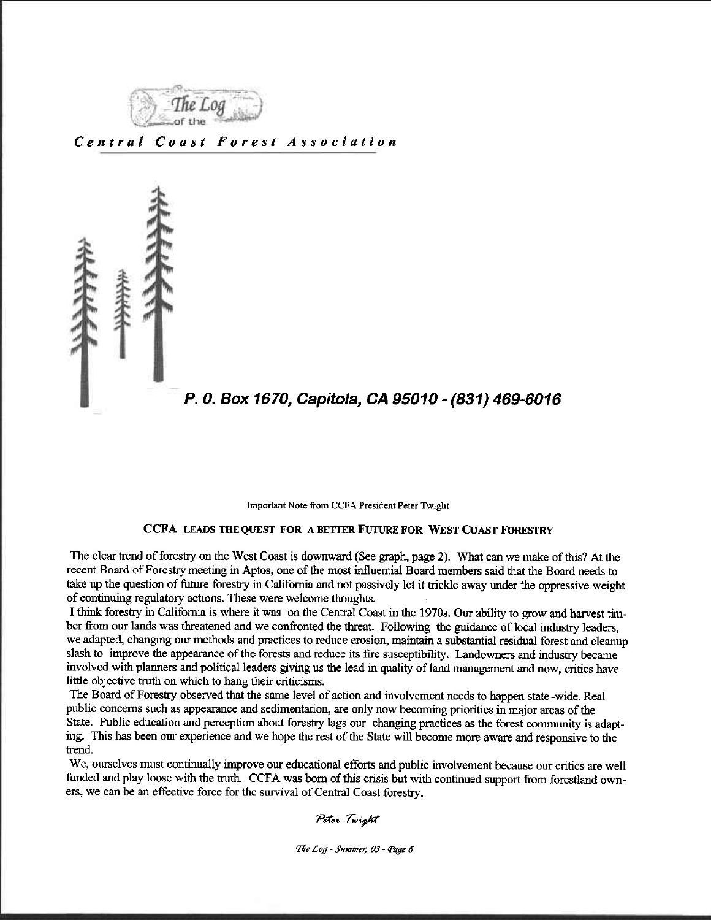The Log of the

*Central Coast Forest Association*

***P. O. Box 1670, Capitola, CA 95010 - (831) 469-6016***

Important Note from CCFA President Peter Twight

## CCFA LEADS THE QUEST FOR A BETTER FUTURE FOR WEST COAST FORESTRY

The clear trend of forestry on the West Coast is downward (See graph, page 2). What can we make of this? At the recent Board of Forestry meeting in Aptos, one of the most influential Board members said that the Board needs to take up the question of future forestry in California and not passively let it trickle away under the oppressive weight of continuing regulatory actions. These were welcome thoughts.

I think forestry in California is where it was on the Central Coast in the 1970s. Our ability to grow and harvest timber from our lands was threatened and we confronted the threat. Following the guidance of local industry leaders, we adapted, changing our methods and practices to reduce erosion, maintain a substantial residual forest and cleanup slash to improve the appearance of the forests and reduce its fire susceptibility. Landowners and industry became involved with planners and political leaders giving us the lead in quality of land management and now, critics have little objective truth on which to hang their criticisms.

The Board of Forestry observed that the same level of action and involvement needs to happen state-wide. Real public concerns such as appearance and sedimentation, are only now becoming priorities in major areas of the State. Public education and perception about forestry lags our changing practices as the forest community is adapting. This has been our experience and we hope the rest of the State will become more aware and responsive to the trend.

We, ourselves must continually improve our educational efforts and public involvement because our critics are well funded and play loose with the truth. CCFA was born of this crisis but with continued support from forestland owners, we can be an effective force for the survival of Central Coast forestry.

*Peter Twight*